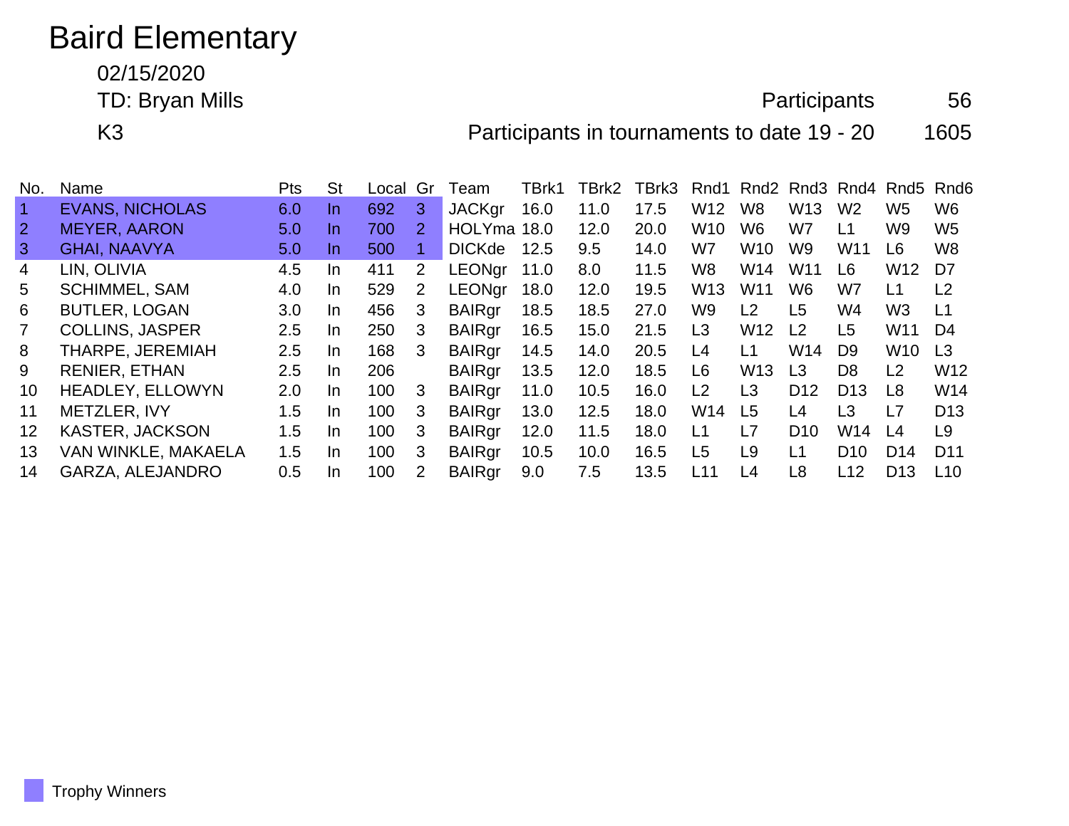# Baird Elementary

02/15/2020

TD: Bryan Mills

K3

Participants 56

Participants in tournaments to date 19 - 20 1605

| No. | Name | Pts | St | Local | Gr | Team | TBrk1 | TBrk2 | TBrk3 | Rnd1 | Rnd2 | Rnd3 | Rnd4 | Rnd5 | Rnd6 |
|---|---|---|---|---|---|---|---|---|---|---|---|---|---|---|---|
| 1 | EVANS, NICHOLAS | 6.0 | In | 692 | 3 | JACKgr | 16.0 | 11.0 | 17.5 | W12 | W8 | W13 | W2 | W5 | W6 |
| 2 | MEYER, AARON | 5.0 | In | 700 | 2 | HOLYma | 18.0 | 12.0 | 20.0 | W10 | W6 | W7 | L1 | W9 | W5 |
| 3 | GHAI, NAAVYA | 5.0 | In | 500 | 1 | DICKde | 12.5 | 9.5 | 14.0 | W7 | W10 | W9 | W11 | L6 | W8 |
| 4 | LIN, OLIVIA | 4.5 | In | 411 | 2 | LEONgr | 11.0 | 8.0 | 11.5 | W8 | W14 | W11 | L6 | W12 | D7 |
| 5 | SCHIMMEL, SAM | 4.0 | In | 529 | 2 | LEONgr | 18.0 | 12.0 | 19.5 | W13 | W11 | W6 | W7 | L1 | L2 |
| 6 | BUTLER, LOGAN | 3.0 | In | 456 | 3 | BAIRgr | 18.5 | 18.5 | 27.0 | W9 | L2 | L5 | W4 | W3 | L1 |
| 7 | COLLINS, JASPER | 2.5 | In | 250 | 3 | BAIRgr | 16.5 | 15.0 | 21.5 | L3 | W12 | L2 | L5 | W11 | D4 |
| 8 | THARPE, JEREMIAH | 2.5 | In | 168 | 3 | BAIRgr | 14.5 | 14.0 | 20.5 | L4 | L1 | W14 | D9 | W10 | L3 |
| 9 | RENIER, ETHAN | 2.5 | In | 206 | | BAIRgr | 13.5 | 12.0 | 18.5 | L6 | W13 | L3 | D8 | L2 | W12 |
| 10 | HEADLEY, ELLOWYN | 2.0 | In | 100 | 3 | BAIRgr | 11.0 | 10.5 | 16.0 | L2 | L3 | D12 | D13 | L8 | W14 |
| 11 | METZLER, IVY | 1.5 | In | 100 | 3 | BAIRgr | 13.0 | 12.5 | 18.0 | W14 | L5 | L4 | L3 | L7 | D13 |
| 12 | KASTER, JACKSON | 1.5 | In | 100 | 3 | BAIRgr | 12.0 | 11.5 | 18.0 | L1 | L7 | D10 | W14 | L4 | L9 |
| 13 | VAN WINKLE, MAKAELA | 1.5 | In | 100 | 3 | BAIRgr | 10.5 | 10.0 | 16.5 | L5 | L9 | L1 | D10 | D14 | D11 |
| 14 | GARZA, ALEJANDRO | 0.5 | In | 100 | 2 | BAIRgr | 9.0 | 7.5 | 13.5 | L11 | L4 | L8 | L12 | D13 | L10 |

Trophy Winners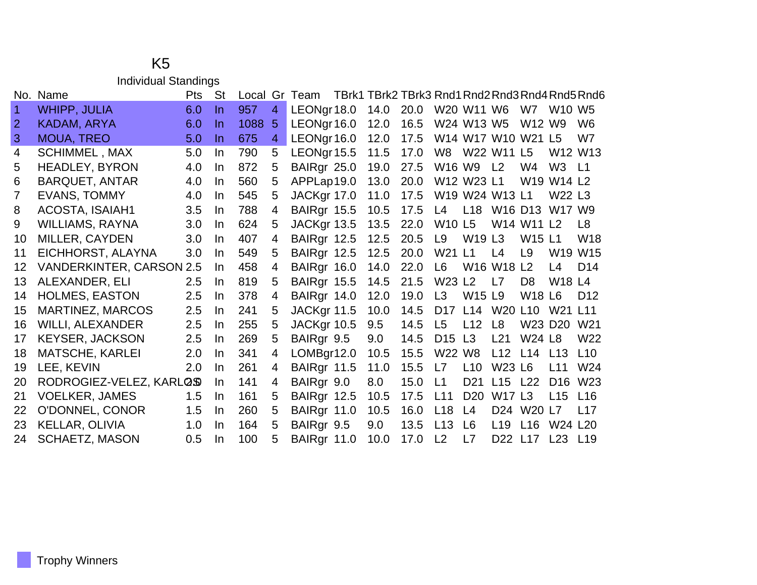# K5

## Individual Standings

| No. | Name | Pts | St | Local | Gr | Team | TBrk1 | TBrk2 | TBrk3 | Rnd1 | Rnd2 | Rnd3 | Rnd4 | Rnd5 | Rnd6 |
|---|---|---|---|---|---|---|---|---|---|---|---|---|---|---|---|
| 1 | WHIPP, JULIA | 6.0 | In | 957 | 4 | LEONgr | 18.0 | 14.0 | 20.0 | W20 | W11 | W6 | W7 | W10 | W5 |
| 2 | KADAM, ARYA | 6.0 | In | 1088 | 5 | LEONgr | 16.0 | 12.0 | 16.5 | W24 | W13 | W5 | W12 | W9 | W6 |
| 3 | MOUA, TREO | 5.0 | In | 675 | 4 | LEONgr | 16.0 | 12.0 | 17.5 | W14 | W17 | W10 | W21 | L5 | W7 |
| 4 | SCHIMMEL , MAX | 5.0 | In | 790 | 5 | LEONgr | 15.5 | 11.5 | 17.0 | W8 | W22 | W11 | L5 | W12 | W13 |
| 5 | HEADLEY, BYRON | 4.0 | In | 872 | 5 | BAIRgr | 25.0 | 19.0 | 27.5 | W16 | W9 | L2 | W4 | W3 | L1 |
| 6 | BARQUET, ANTAR | 4.0 | In | 560 | 5 | APPLap | 19.0 | 13.0 | 20.0 | W12 | W23 | L1 | W19 | W14 | L2 |
| 7 | EVANS, TOMMY | 4.0 | In | 545 | 5 | JACKgr | 17.0 | 11.0 | 17.5 | W19 | W24 | W13 | L1 | W22 | L3 |
| 8 | ACOSTA, ISAIAH1 | 3.5 | In | 788 | 4 | BAIRgr | 15.5 | 10.5 | 17.5 | L4 | L18 | W16 | D13 | W17 | W9 |
| 9 | WILLIAMS, RAYNA | 3.0 | In | 624 | 5 | JACKgr | 13.5 | 13.5 | 22.0 | W10 | L5 | W14 | W11 | L2 | L8 |
| 10 | MILLER, CAYDEN | 3.0 | In | 407 | 4 | BAIRgr | 12.5 | 12.5 | 20.5 | L9 | W19 | L3 | W15 | L1 | W18 |
| 11 | EICHHORST, ALAYNA | 3.0 | In | 549 | 5 | BAIRgr | 12.5 | 12.5 | 20.0 | W21 | L1 | L4 | L9 | W19 | W15 |
| 12 | VANDERKINTER, CARSON | 2.5 | In | 458 | 4 | BAIRgr | 16.0 | 14.0 | 22.0 | L6 | W16 | W18 | L2 | L4 | D14 |
| 13 | ALEXANDER, ELI | 2.5 | In | 819 | 5 | BAIRgr | 15.5 | 14.5 | 21.5 | W23 | L2 | L7 | D8 | W18 | L4 |
| 14 | HOLMES, EASTON | 2.5 | In | 378 | 4 | BAIRgr | 14.0 | 12.0 | 19.0 | L3 | W15 | L9 | W18 | L6 | D12 |
| 15 | MARTINEZ, MARCOS | 2.5 | In | 241 | 5 | JACKgr | 11.5 | 10.0 | 14.5 | D17 | L14 | W20 | L10 | W21 | L11 |
| 16 | WILLI, ALEXANDER | 2.5 | In | 255 | 5 | JACKgr | 10.5 | 9.5 | 14.5 | L5 | L12 | L8 | W23 | D20 | W21 |
| 17 | KEYSER, JACKSON | 2.5 | In | 269 | 5 | BAIRgr | 9.5 | 9.0 | 14.5 | D15 | L3 | L21 | W24 | L8 | W22 |
| 18 | MATSCHE, KARLEI | 2.0 | In | 341 | 4 | LOMBgr | 12.0 | 10.5 | 15.5 | W22 | W8 | L12 | L14 | L13 | L10 |
| 19 | LEE, KEVIN | 2.0 | In | 261 | 4 | BAIRgr | 11.5 | 11.0 | 15.5 | L7 | L10 | W23 | L6 | L11 | W24 |
| 20 | RODROGIEZ-VELEZ, KARLOS | 2.0 | In | 141 | 4 | BAIRgr | 9.0 | 8.0 | 15.0 | L1 | D21 | L15 | L22 | D16 | W23 |
| 21 | VOELKER, JAMES | 1.5 | In | 161 | 5 | BAIRgr | 12.5 | 10.5 | 17.5 | L11 | D20 | W17 | L3 | L15 | L16 |
| 22 | O'DONNEL, CONOR | 1.5 | In | 260 | 5 | BAIRgr | 11.0 | 10.5 | 16.0 | L18 | L4 | D24 | W20 | L7 | L17 |
| 23 | KELLAR, OLIVIA | 1.0 | In | 164 | 5 | BAIRgr | 9.5 | 9.0 | 13.5 | L13 | L6 | L19 | L16 | W24 | L20 |
| 24 | SCHAETZ, MASON | 0.5 | In | 100 | 5 | BAIRgr | 11.0 | 10.0 | 17.0 | L2 | L7 | D22 | L17 | L23 | L19 |

Trophy Winners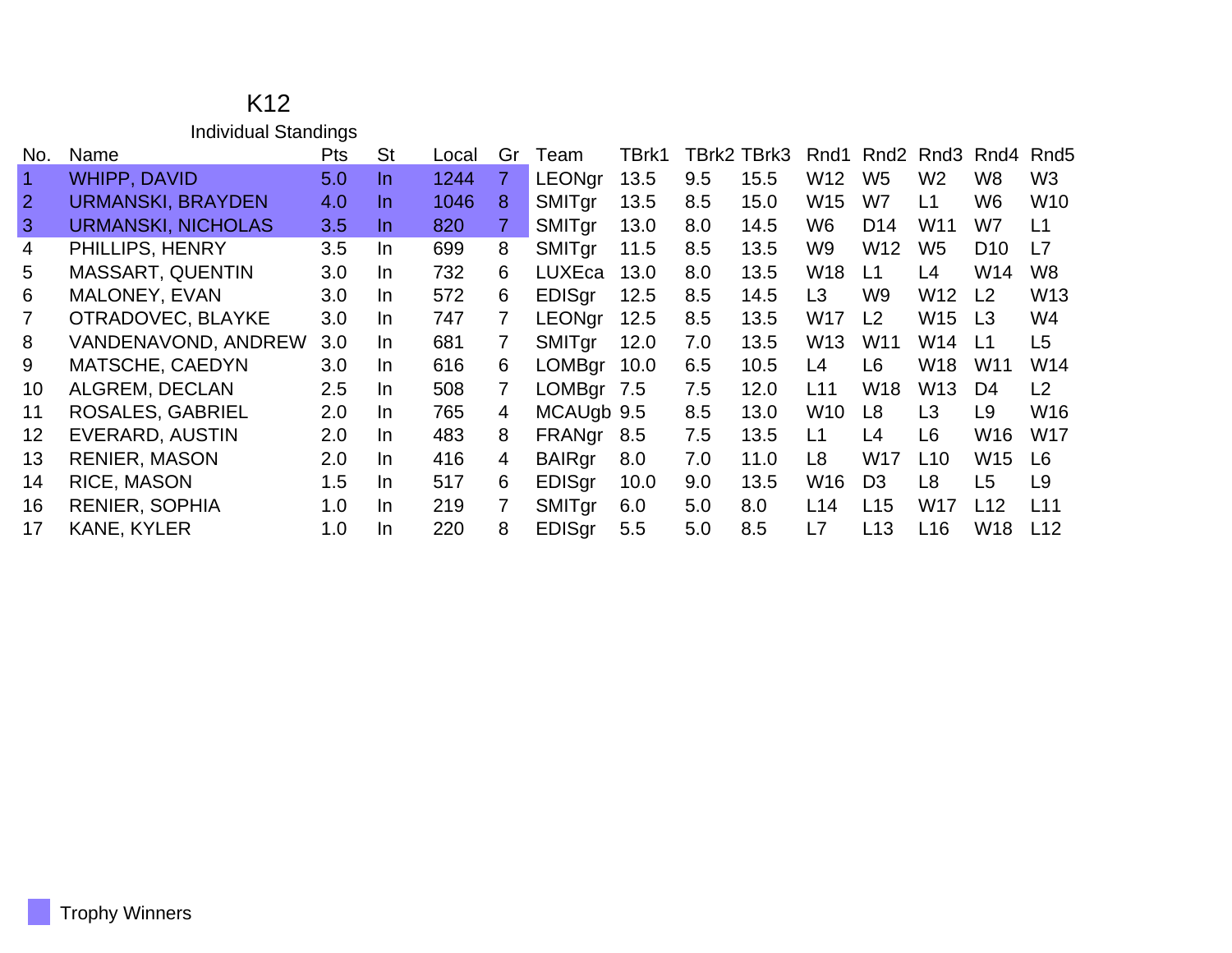# K12

## Individual Standings

| No. | Name | Pts | St | Local | Gr | Team | TBrk1 | TBrk2 | TBrk3 | Rnd1 | Rnd2 | Rnd3 | Rnd4 | Rnd5 |
|---|---|---|---|---|---|---|---|---|---|---|---|---|---|---|
| 1 | WHIPP, DAVID | 5.0 | In | 1244 | 7 | LEONgr | 13.5 | 9.5 | 15.5 | W12 | W5 | W2 | W8 | W3 |
| 2 | URMANSKI, BRAYDEN | 4.0 | In | 1046 | 8 | SMITgr | 13.5 | 8.5 | 15.0 | W15 | W7 | L1 | W6 | W10 |
| 3 | URMANSKI, NICHOLAS | 3.5 | In | 820 | 7 | SMITgr | 13.0 | 8.0 | 14.5 | W6 | D14 | W11 | W7 | L1 |
| 4 | PHILLIPS, HENRY | 3.5 | In | 699 | 8 | SMITgr | 11.5 | 8.5 | 13.5 | W9 | W12 | W5 | D10 | L7 |
| 5 | MASSART, QUENTIN | 3.0 | In | 732 | 6 | LUXEca | 13.0 | 8.0 | 13.5 | W18 | L1 | L4 | W14 | W8 |
| 6 | MALONEY, EVAN | 3.0 | In | 572 | 6 | EDISgr | 12.5 | 8.5 | 14.5 | L3 | W9 | W12 | L2 | W13 |
| 7 | OTRADOVEC, BLAYKE | 3.0 | In | 747 | 7 | LEONgr | 12.5 | 8.5 | 13.5 | W17 | L2 | W15 | L3 | W4 |
| 8 | VANDENAVOND, ANDREW | 3.0 | In | 681 | 7 | SMITgr | 12.0 | 7.0 | 13.5 | W13 | W11 | W14 | L1 | L5 |
| 9 | MATSCHE, CAEDYN | 3.0 | In | 616 | 6 | LOMBgr | 10.0 | 6.5 | 10.5 | L4 | L6 | W18 | W11 | W14 |
| 10 | ALGREM, DECLAN | 2.5 | In | 508 | 7 | LOMBgr | 7.5 | 7.5 | 12.0 | L11 | W18 | W13 | D4 | L2 |
| 11 | ROSALES, GABRIEL | 2.0 | In | 765 | 4 | MCAUgb | 9.5 | 8.5 | 13.0 | W10 | L8 | L3 | L9 | W16 |
| 12 | EVERARD, AUSTIN | 2.0 | In | 483 | 8 | FRANgr | 8.5 | 7.5 | 13.5 | L1 | L4 | L6 | W16 | W17 |
| 13 | RENIER, MASON | 2.0 | In | 416 | 4 | BAIRgr | 8.0 | 7.0 | 11.0 | L8 | W17 | L10 | W15 | L6 |
| 14 | RICE, MASON | 1.5 | In | 517 | 6 | EDISgr | 10.0 | 9.0 | 13.5 | W16 | D3 | L8 | L5 | L9 |
| 16 | RENIER, SOPHIA | 1.0 | In | 219 | 7 | SMITgr | 6.0 | 5.0 | 8.0 | L14 | L15 | W17 | L12 | L11 |
| 17 | KANE, KYLER | 1.0 | In | 220 | 8 | EDISgr | 5.5 | 5.0 | 8.5 | L7 | L13 | L16 | W18 | L12 |

Trophy Winners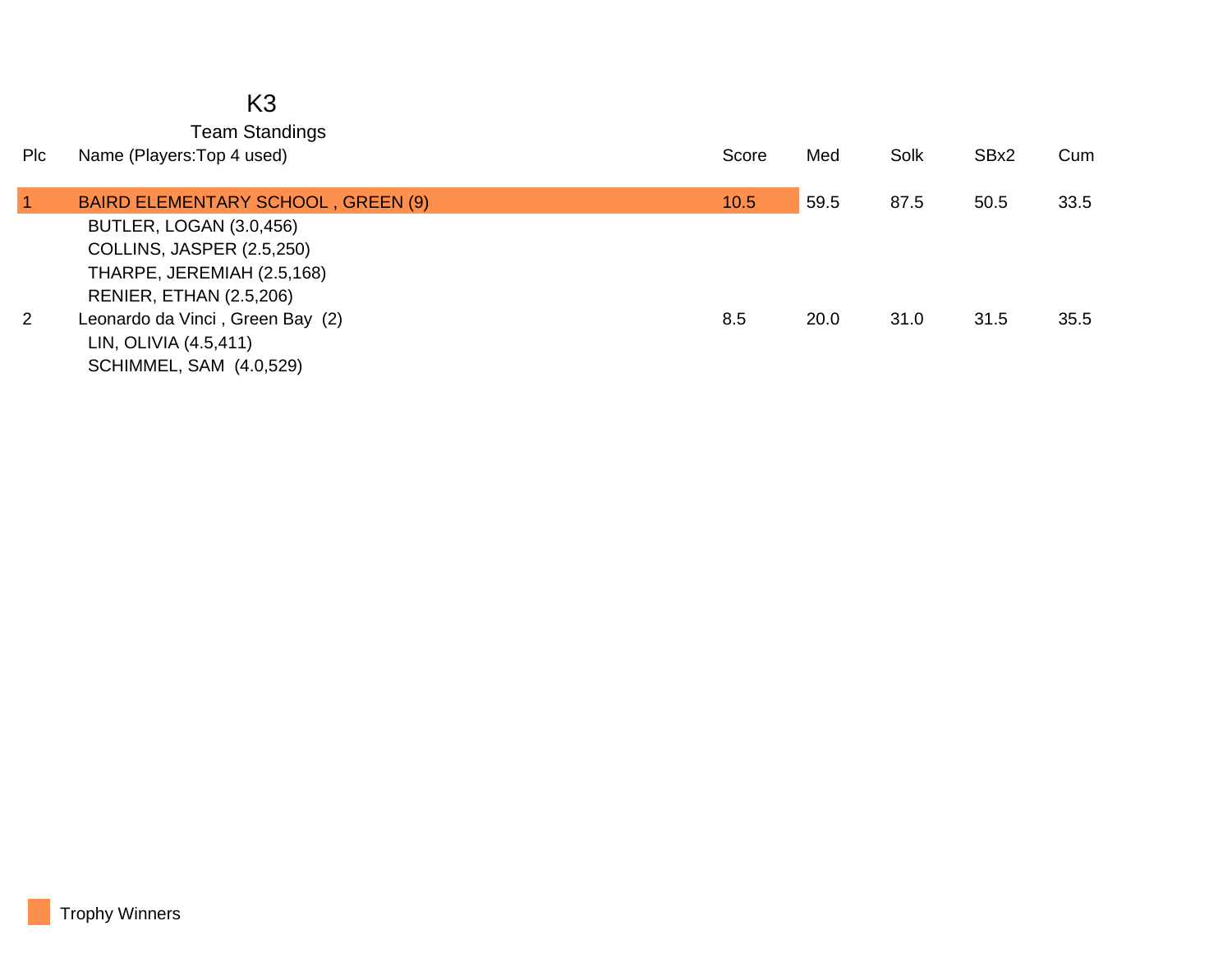# K3

## Team Standings

| Plc | Name (Players:Top 4 used) | Score | Med | Solk | SBx2 | Cum |
|---|---|---|---|---|---|---|
| 1 | BAIRD ELEMENTARY SCHOOL , GREEN (9) | 10.5 | 59.5 | 87.5 | 50.5 | 33.5 |
| | BUTLER, LOGAN (3.0,456) | | | | | |
| | COLLINS, JASPER (2.5,250) | | | | | |
| | THARPE, JEREMIAH (2.5,168) | | | | | |
| | RENIER, ETHAN (2.5,206) | | | | | |
| 2 | Leonardo da Vinci , Green Bay (2) | 8.5 | 20.0 | 31.0 | 31.5 | 35.5 |
| | LIN, OLIVIA (4.5,411) | | | | | |
| | SCHIMMEL, SAM (4.0,529) | | | | | |

Trophy Winners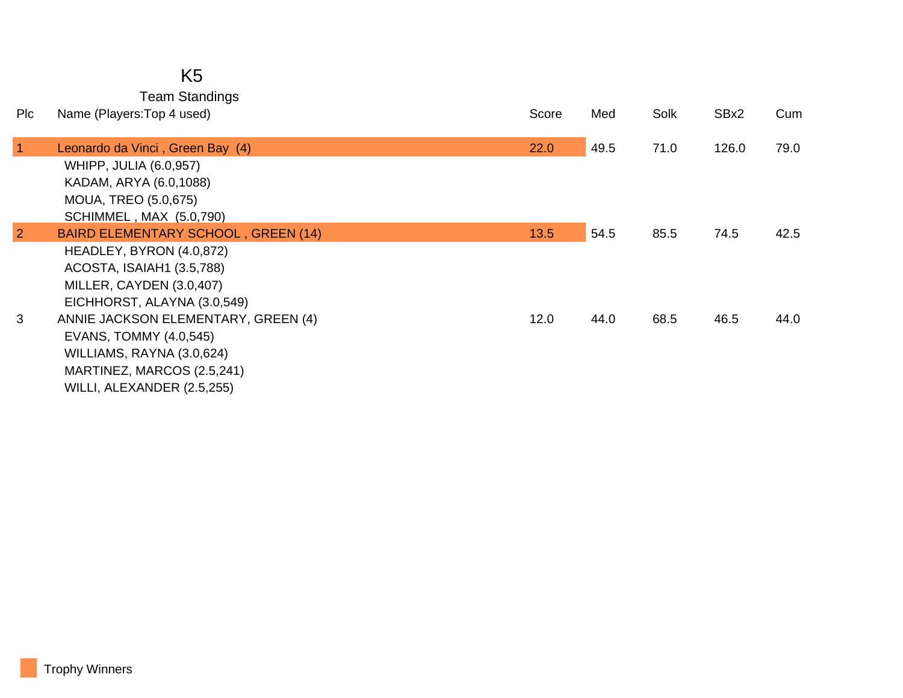# K5

## Team Standings

| Plc | Name (Players:Top 4 used) | Score | Med | Solk | SBx2 | Cum |
|---|---|---|---|---|---|---|
| 1 | Leonardo da Vinci , Green Bay (4) | 22.0 | 49.5 | 71.0 | 126.0 | 79.0 |
| | WHIPP, JULIA (6.0,957) | | | | | |
| | KADAM, ARYA (6.0,1088) | | | | | |
| | MOUA, TREO (5.0,675) | | | | | |
| | SCHIMMEL , MAX (5.0,790) | | | | | |
| 2 | BAIRD ELEMENTARY SCHOOL , GREEN (14) | 13.5 | 54.5 | 85.5 | 74.5 | 42.5 |
| | HEADLEY, BYRON (4.0,872) | | | | | |
| | ACOSTA, ISAIAH1 (3.5,788) | | | | | |
| | MILLER, CAYDEN (3.0,407) | | | | | |
| | EICHHORST, ALAYNA (3.0,549) | | | | | |
| 3 | ANNIE JACKSON ELEMENTARY, GREEN (4) | 12.0 | 44.0 | 68.5 | 46.5 | 44.0 |
| | EVANS, TOMMY (4.0,545) | | | | | |
| | WILLIAMS, RAYNA (3.0,624) | | | | | |
| | MARTINEZ, MARCOS (2.5,241) | | | | | |
| | WILLI, ALEXANDER (2.5,255) | | | | | |

Trophy Winners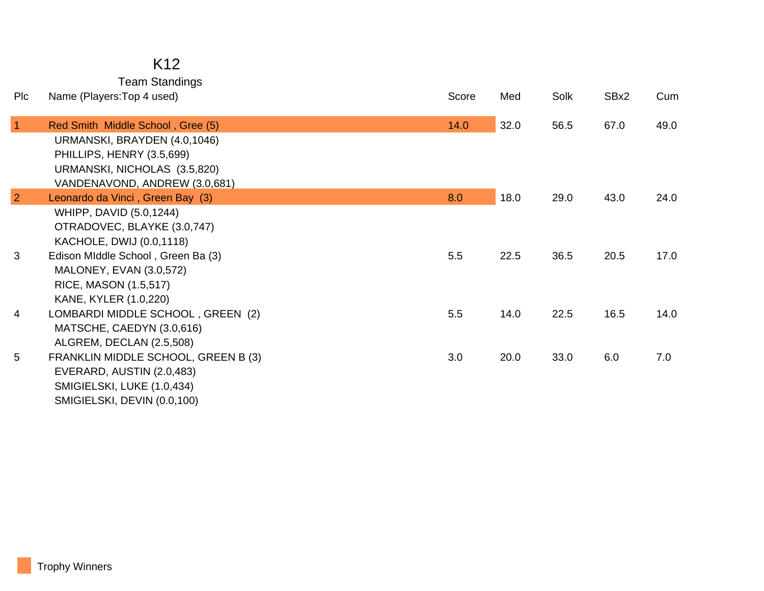# K12

## Team Standings

| Plc | Name (Players:Top 4 used) | Score | Med | Solk | SBx2 | Cum |
|---|---|---|---|---|---|---|
| 1 | Red Smith Middle School , Gree (5) | 14.0 | 32.0 | 56.5 | 67.0 | 49.0 |
| | URMANSKI, BRAYDEN (4.0,1046) | | | | | |
| | PHILLIPS, HENRY (3.5,699) | | | | | |
| | URMANSKI, NICHOLAS (3.5,820) | | | | | |
| | VANDENAVOND, ANDREW (3.0,681) | | | | | |
| 2 | Leonardo da Vinci , Green Bay (3) | 8.0 | 18.0 | 29.0 | 43.0 | 24.0 |
| | WHIPP, DAVID (5.0,1244) | | | | | |
| | OTRADOVEC, BLAYKE (3.0,747) | | | | | |
| | KACHOLE, DWIJ (0.0,1118) | | | | | |
| 3 | Edison MIddle School , Green Ba (3) | 5.5 | 22.5 | 36.5 | 20.5 | 17.0 |
| | MALONEY, EVAN (3.0,572) | | | | | |
| | RICE, MASON (1.5,517) | | | | | |
| | KANE, KYLER (1.0,220) | | | | | |
| 4 | LOMBARDI MIDDLE SCHOOL , GREEN (2) | 5.5 | 14.0 | 22.5 | 16.5 | 14.0 |
| | MATSCHE, CAEDYN (3.0,616) | | | | | |
| | ALGREM, DECLAN (2.5,508) | | | | | |
| 5 | FRANKLIN MIDDLE SCHOOL, GREEN B (3) | 3.0 | 20.0 | 33.0 | 6.0 | 7.0 |
| | EVERARD, AUSTIN (2.0,483) | | | | | |
| | SMIGIELSKI, LUKE (1.0,434) | | | | | |
| | SMIGIELSKI, DEVIN (0.0,100) | | | | | |

Trophy Winners